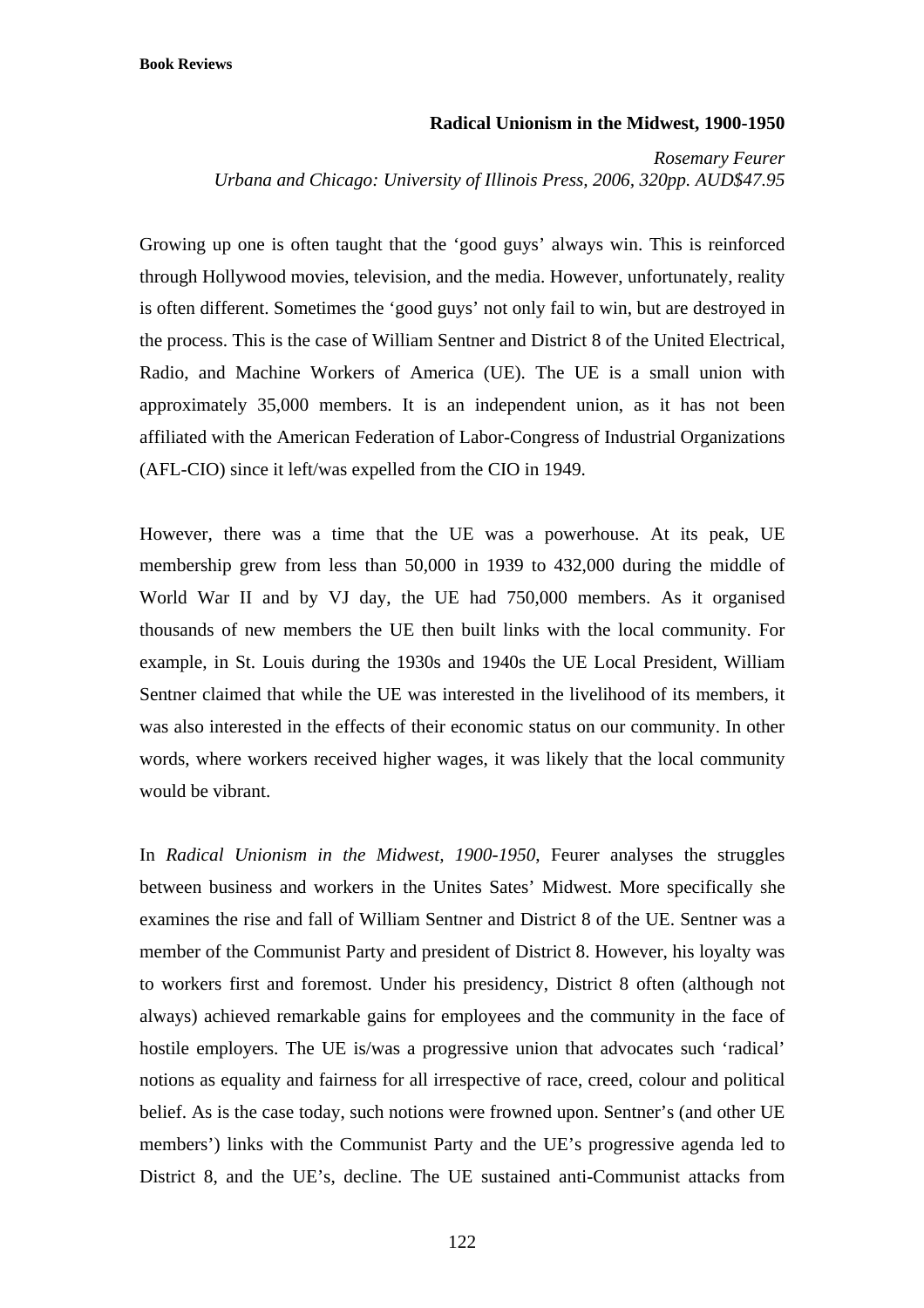**Book Reviews**

## Radical Unionism in the Midwest, 1900-1950

*Rosemary Feurer*
*Urbana and Chicago: University of Illinois Press, 2006, 320pp. AUD$47.95*

Growing up one is often taught that the 'good guys' always win. This is reinforced through Hollywood movies, television, and the media. However, unfortunately, reality is often different. Sometimes the 'good guys' not only fail to win, but are destroyed in the process. This is the case of William Sentner and District 8 of the United Electrical, Radio, and Machine Workers of America (UE). The UE is a small union with approximately 35,000 members. It is an independent union, as it has not been affiliated with the American Federation of Labor-Congress of Industrial Organizations (AFL-CIO) since it left/was expelled from the CIO in 1949.

However, there was a time that the UE was a powerhouse. At its peak, UE membership grew from less than 50,000 in 1939 to 432,000 during the middle of World War II and by VJ day, the UE had 750,000 members. As it organised thousands of new members the UE then built links with the local community. For example, in St. Louis during the 1930s and 1940s the UE Local President, William Sentner claimed that while the UE was interested in the livelihood of its members, it was also interested in the effects of their economic status on our community. In other words, where workers received higher wages, it was likely that the local community would be vibrant.

In *Radical Unionism in the Midwest, 1900-1950*, Feurer analyses the struggles between business and workers in the Unites Sates' Midwest. More specifically she examines the rise and fall of William Sentner and District 8 of the UE. Sentner was a member of the Communist Party and president of District 8. However, his loyalty was to workers first and foremost. Under his presidency, District 8 often (although not always) achieved remarkable gains for employees and the community in the face of hostile employers. The UE is/was a progressive union that advocates such 'radical' notions as equality and fairness for all irrespective of race, creed, colour and political belief. As is the case today, such notions were frowned upon. Sentner's (and other UE members') links with the Communist Party and the UE's progressive agenda led to District 8, and the UE's, decline. The UE sustained anti-Communist attacks from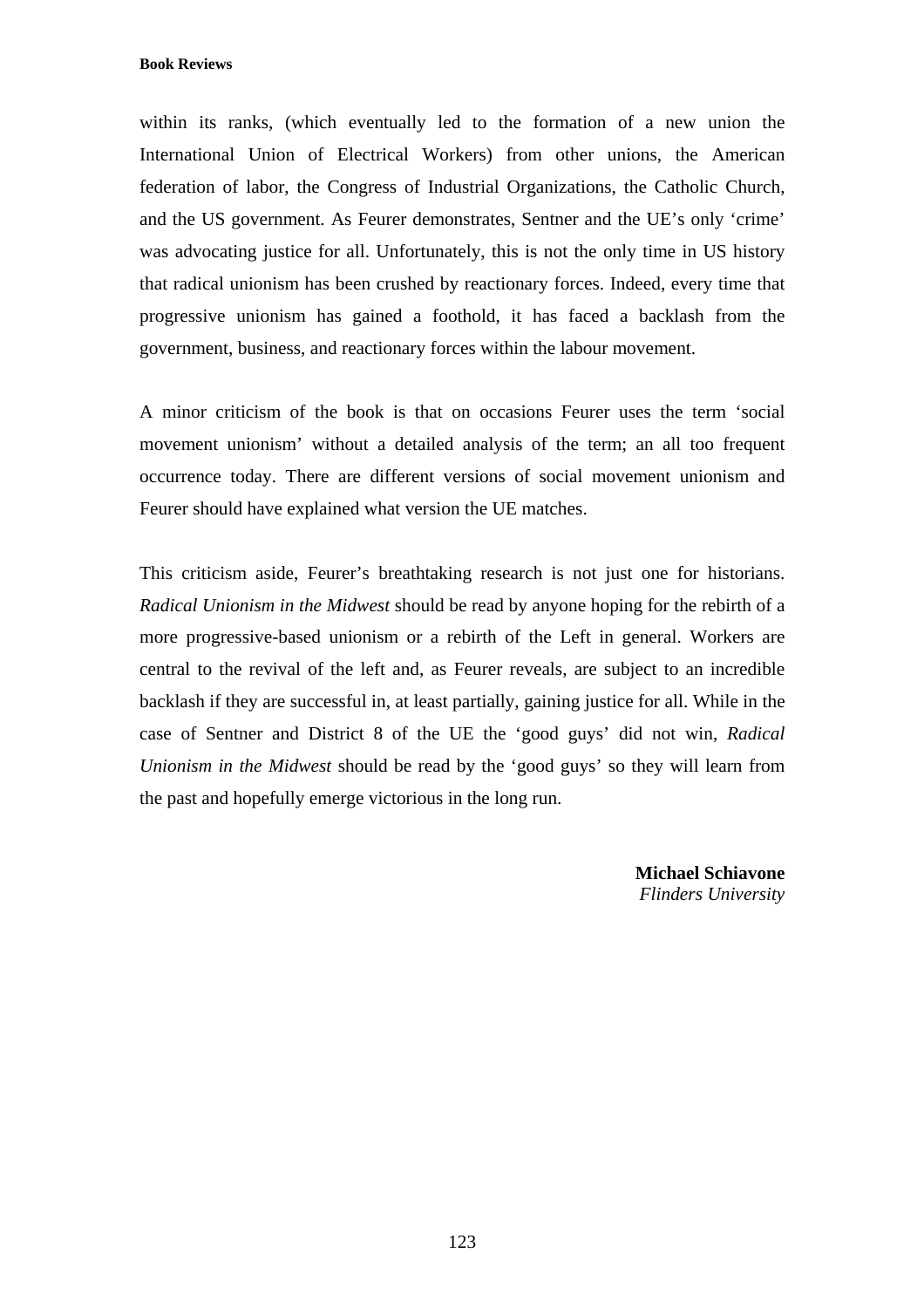within its ranks, (which eventually led to the formation of a new union the International Union of Electrical Workers) from other unions, the American federation of labor, the Congress of Industrial Organizations, the Catholic Church, and the US government. As Feurer demonstrates, Sentner and the UE's only 'crime' was advocating justice for all. Unfortunately, this is not the only time in US history that radical unionism has been crushed by reactionary forces. Indeed, every time that progressive unionism has gained a foothold, it has faced a backlash from the government, business, and reactionary forces within the labour movement.

A minor criticism of the book is that on occasions Feurer uses the term 'social movement unionism' without a detailed analysis of the term; an all too frequent occurrence today. There are different versions of social movement unionism and Feurer should have explained what version the UE matches.

This criticism aside, Feurer's breathtaking research is not just one for historians. *Radical Unionism in the Midwest* should be read by anyone hoping for the rebirth of a more progressive-based unionism or a rebirth of the Left in general. Workers are central to the revival of the left and, as Feurer reveals, are subject to an incredible backlash if they are successful in, at least partially, gaining justice for all. While in the case of Sentner and District 8 of the UE the 'good guys' did not win, *Radical Unionism in the Midwest* should be read by the 'good guys' so they will learn from the past and hopefully emerge victorious in the long run.

**Michael Schiavone**
*Flinders University*